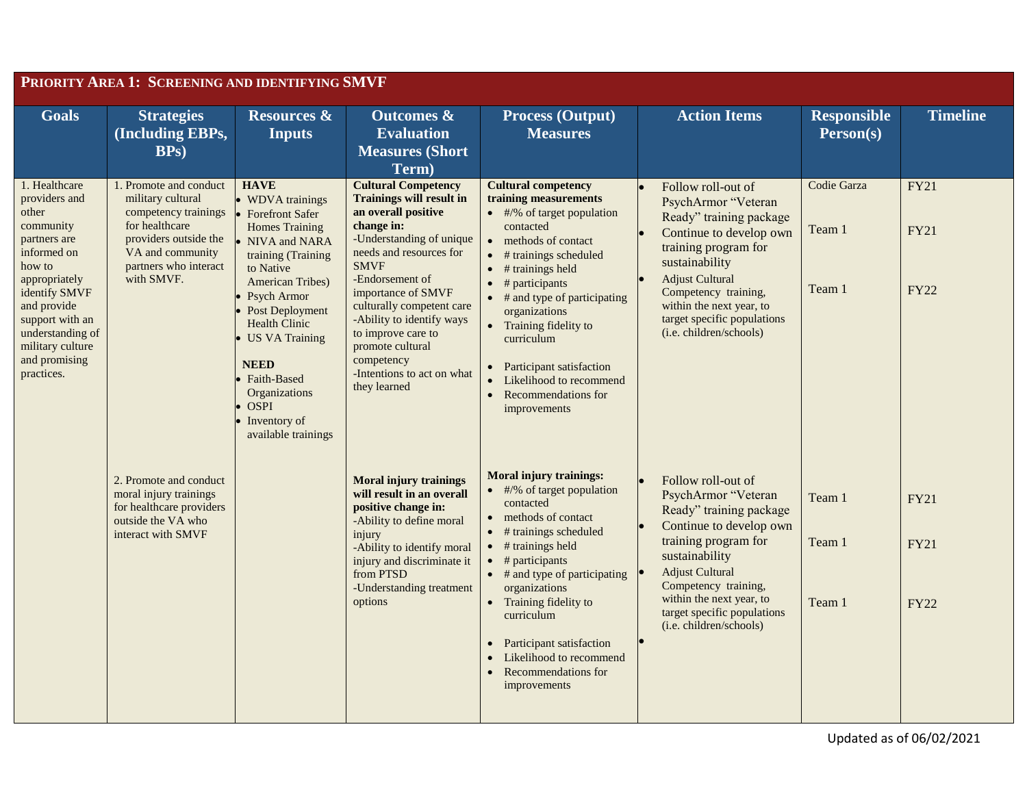## PRIORITY AREA 1: SCREENING AND IDENTIFYING SMVF

| Goals | Strategies (Including EBPs, BPs) | Resources & Inputs | Outcomes & Evaluation Measures (Short Term) | Process (Output) Measures | Action Items | Responsible Person(s) | Timeline |
|---|---|---|---|---|---|---|---|
| 1. Healthcare providers and other community partners are informed on how to appropriately identify SMVF and provide support with an understanding of military culture and promising practices. | 1. Promote and conduct military cultural competency trainings for healthcare providers outside the VA and community partners who interact with SMVF. | **HAVE**<br>• WDVA trainings<br>• Forefront Safer Homes Training<br>• NIVA and NARA training (Training to Native American Tribes)<br>• Psych Armor<br>• Post Deployment Health Clinic<br>• US VA Training<br><br>**NEED**<br>• Faith-Based Organizations<br>• OSPI<br>• Inventory of available trainings | **Cultural Competency Trainings will result in an overall positive change in:**<br>-Understanding of unique needs and resources for SMVF<br>-Endorsement of importance of SMVF culturally competent care<br>-Ability to identify ways to improve care to promote cultural competency<br>-Intentions to act on what they learned | **Cultural competency training measurements**<br>• #/% of target population contacted<br>• methods of contact<br>• # trainings scheduled<br>• # trainings held<br>• # participants<br>• # and type of participating organizations<br>• Training fidelity to curriculum<br>• Participant satisfaction<br>• Likelihood to recommend<br>• Recommendations for improvements | • Follow roll-out of PsychArmor "Veteran Ready" training package<br>• Continue to develop own training program for sustainability<br>• Adjust Cultural Competency training, within the next year, to target specific populations (i.e. children/schools) | Codie Garza<br><br>Team 1<br><br>Team 1 | FY21<br><br>FY21<br><br>FY22 |
| | 2. Promote and conduct moral injury trainings for healthcare providers outside the VA who interact with SMVF | | **Moral injury trainings will result in an overall positive change in:**<br>-Ability to define moral injury<br>-Ability to identify moral injury and discriminate it from PTSD<br>-Understanding treatment options | **Moral injury trainings:**<br>• #/% of target population contacted<br>• methods of contact<br>• # trainings scheduled<br>• # trainings held<br>• # participants<br>• # and type of participating organizations<br>• Training fidelity to curriculum<br>• Participant satisfaction<br>• Likelihood to recommend<br>• Recommendations for improvements | • Follow roll-out of PsychArmor "Veteran Ready" training package<br>• Continue to develop own training program for sustainability<br>• Adjust Cultural Competency training, within the next year, to target specific populations (i.e. children/schools)<br>• | Team 1<br><br>Team 1<br><br>Team 1 | FY21<br><br>FY21<br><br>FY22 |

Updated as of 06/02/2021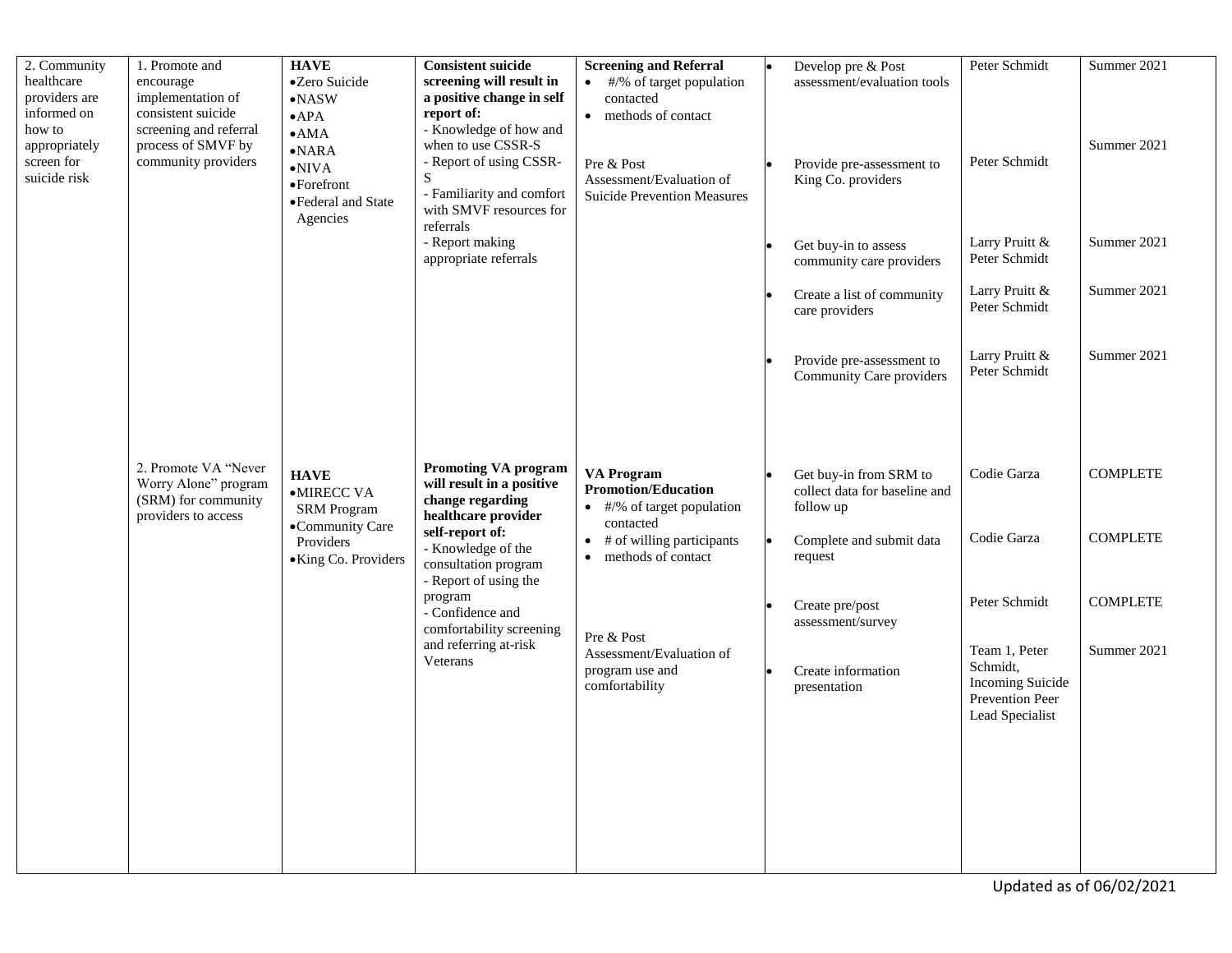| | | | | | | | |
|---|---|---|---|---|---|---|---|
| 2. Community healthcare providers are informed on how to appropriately screen for suicide risk | 1. Promote and encourage implementation of consistent suicide screening and referral process of SMVF by community providers | **HAVE**<br>• Zero Suicide<br>• NASW<br>• APA<br>• AMA<br>• NARA<br>• NIVA<br>• Forefront<br>• Federal and State Agencies | **Consistent suicide screening will result in a positive change in self report of:**<br>- Knowledge of how and when to use CSSR-S<br>- Report of using CSSR-S<br>- Familiarity and comfort with SMVF resources for referrals<br>- Report making appropriate referrals | **Screening and Referral**<br>• #/% of target population contacted<br>• methods of contact<br><br>Pre & Post Assessment/Evaluation of Suicide Prevention Measures | • Develop pre & Post assessment/evaluation tools | Peter Schmidt | Summer 2021 |
| | | | | | • Provide pre-assessment to King Co. providers | Peter Schmidt | Summer 2021 |
| | | | | | • Get buy-in to assess community care providers | Larry Pruitt & Peter Schmidt | Summer 2021 |
| | | | | | • Create a list of community care providers | Larry Pruitt & Peter Schmidt | Summer 2021 |
| | | | | | • Provide pre-assessment to Community Care providers | Larry Pruitt & Peter Schmidt | Summer 2021 |
| | 2. Promote VA "Never Worry Alone" program (SRM) for community providers to access | **HAVE**<br>• MIRECC VA SRM Program<br>• Community Care Providers<br>• King Co. Providers | **Promoting VA program will result in a positive change regarding healthcare provider self-report of:**<br>- Knowledge of the consultation program<br>- Report of using the program<br>- Confidence and comfortability screening and referring at-risk Veterans | **VA Program Promotion/Education**<br>• #/% of target population contacted<br>• # of willing participants<br>• methods of contact<br><br>Pre & Post Assessment/Evaluation of program use and comfortability | • Get buy-in from SRM to collect data for baseline and follow up | Codie Garza | COMPLETE |
| | | | | | • Complete and submit data request | Codie Garza | COMPLETE |
| | | | | | • Create pre/post assessment/survey | Peter Schmidt | COMPLETE |
| | | | | | • Create information presentation | Team 1, Peter Schmidt, Incoming Suicide Prevention Peer Lead Specialist | Summer 2021 |

Updated as of 06/02/2021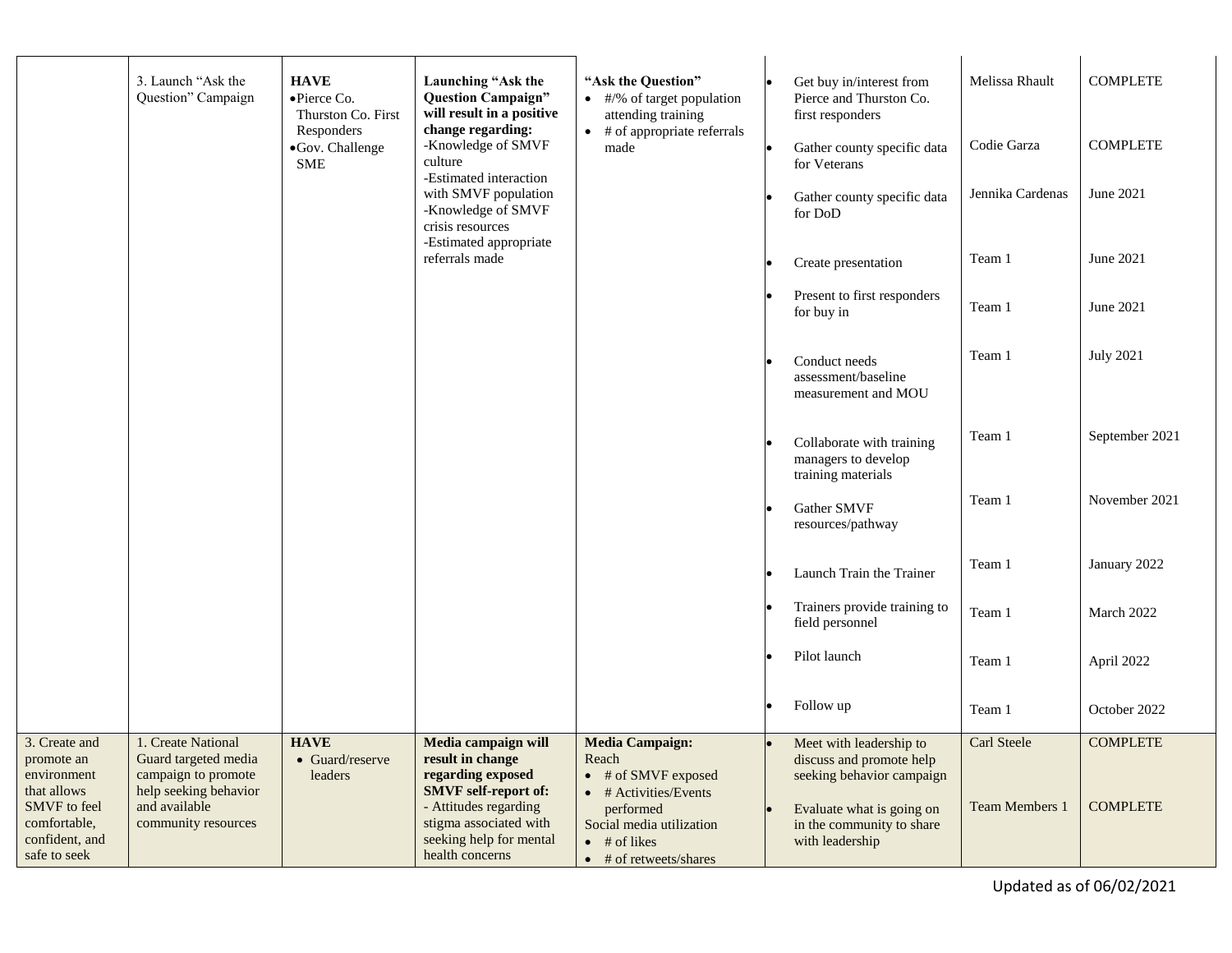| | | | | | | | |
|---|---|---|---|---|---|---|---|
| | 3. Launch "Ask the Question" Campaign | **HAVE**<br>• Pierce Co. Thurston Co. First Responders<br>• Gov. Challenge SME | **Launching "Ask the Question Campaign" will result in a positive change regarding:**<br>-Knowledge of SMVF culture<br>-Estimated interaction with SMVF population<br>-Knowledge of SMVF crisis resources<br>-Estimated appropriate referrals made | **"Ask the Question"**<br>• #/% of target population attending training<br>• # of appropriate referrals made | • Get buy in/interest from Pierce and Thurston Co. first responders | Melissa Rhault | COMPLETE |
| | | | | | • Gather county specific data for Veterans | Codie Garza | COMPLETE |
| | | | | | • Gather county specific data for DoD | Jennika Cardenas | June 2021 |
| | | | | | • Create presentation | Team 1 | June 2021 |
| | | | | | • Present to first responders for buy in | Team 1 | June 2021 |
| | | | | | • Conduct needs assessment/baseline measurement and MOU | Team 1 | July 2021 |
| | | | | | • Collaborate with training managers to develop training materials | Team 1 | September 2021 |
| | | | | | • Gather SMVF resources/pathway | Team 1 | November 2021 |
| | | | | | • Launch Train the Trainer | Team 1 | January 2022 |
| | | | | | • Trainers provide training to field personnel | Team 1 | March 2022 |
| | | | | | • Pilot launch | Team 1 | April 2022 |
| | | | | | • Follow up | Team 1 | October 2022 |
| 3. Create and promote an environment that allows SMVF to feel comfortable, confident, and safe to seek | 1. Create National Guard targeted media campaign to promote help seeking behavior and available community resources | **HAVE**<br>• Guard/reserve leaders | **Media campaign will result in change regarding exposed SMVF self-report of:**<br>- Attitudes regarding stigma associated with seeking help for mental health concerns | **Media Campaign:**<br>Reach<br>• # of SMVF exposed<br>• # Activities/Events performed<br>Social media utilization<br>• # of likes<br>• # of retweets/shares | • Meet with leadership to discuss and promote help seeking behavior campaign | Carl Steele | COMPLETE |
| | | | | | • Evaluate what is going on in the community to share with leadership | Team Members 1 | COMPLETE |

Updated as of 06/02/2021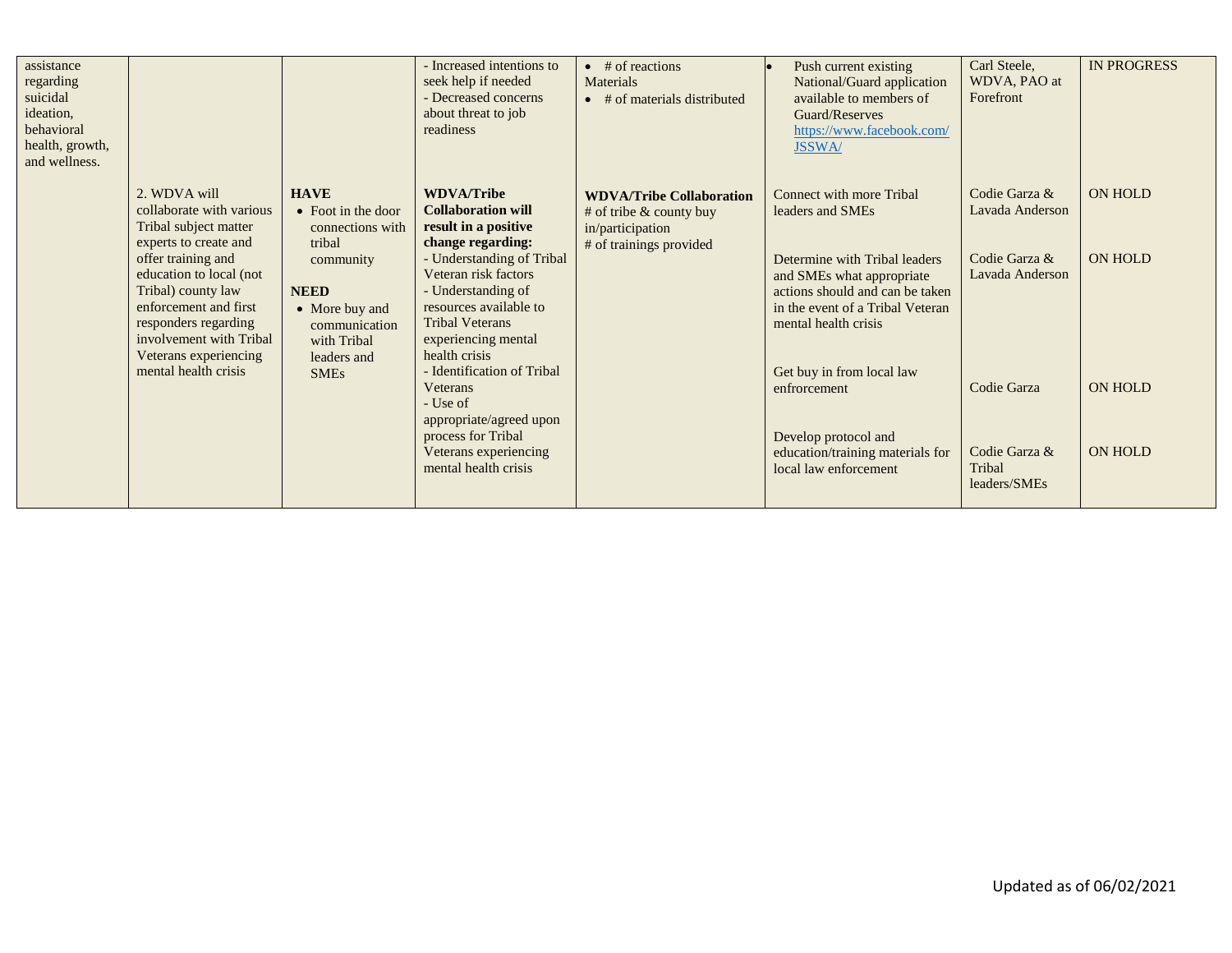| | | | | | | | |
|---|---|---|---|---|---|---|---|
| assistance regarding suicidal ideation, behavioral health, growth, and wellness. | | | - Increased intentions to seek help if needed<br>- Decreased concerns about threat to job readiness | • # of reactions Materials<br>• # of materials distributed | • Push current existing National/Guard application available to members of Guard/Reserves https://www.facebook.com/JSSWA/ | Carl Steele, WDVA, PAO at Forefront | IN PROGRESS |
| | 2. WDVA will collaborate with various Tribal subject matter experts to create and offer training and education to local (not Tribal) county law enforcement and first responders regarding involvement with Tribal Veterans experiencing mental health crisis | **HAVE**<br>• Foot in the door connections with tribal community<br><br>**NEED**<br>• More buy and communication with Tribal leaders and SMEs | **WDVA/Tribe Collaboration will result in a positive change regarding:**<br>- Understanding of Tribal Veteran risk factors<br>- Understanding of resources available to Tribal Veterans experiencing mental health crisis<br>- Identification of Tribal Veterans<br>- Use of appropriate/agreed upon process for Tribal Veterans experiencing mental health crisis | **WDVA/Tribe Collaboration**<br># of tribe & county buy in/participation<br># of trainings provided | Connect with more Tribal leaders and SMEs | Codie Garza & Lavada Anderson | ON HOLD |
| | | | | | Determine with Tribal leaders and SMEs what appropriate actions should and can be taken in the event of a Tribal Veteran mental health crisis | Codie Garza & Lavada Anderson | ON HOLD |
| | | | | | Get buy in from local law enfrorcement | Codie Garza | ON HOLD |
| | | | | | Develop protocol and education/training materials for local law enforcement | Codie Garza & Tribal leaders/SMEs | ON HOLD |

Updated as of 06/02/2021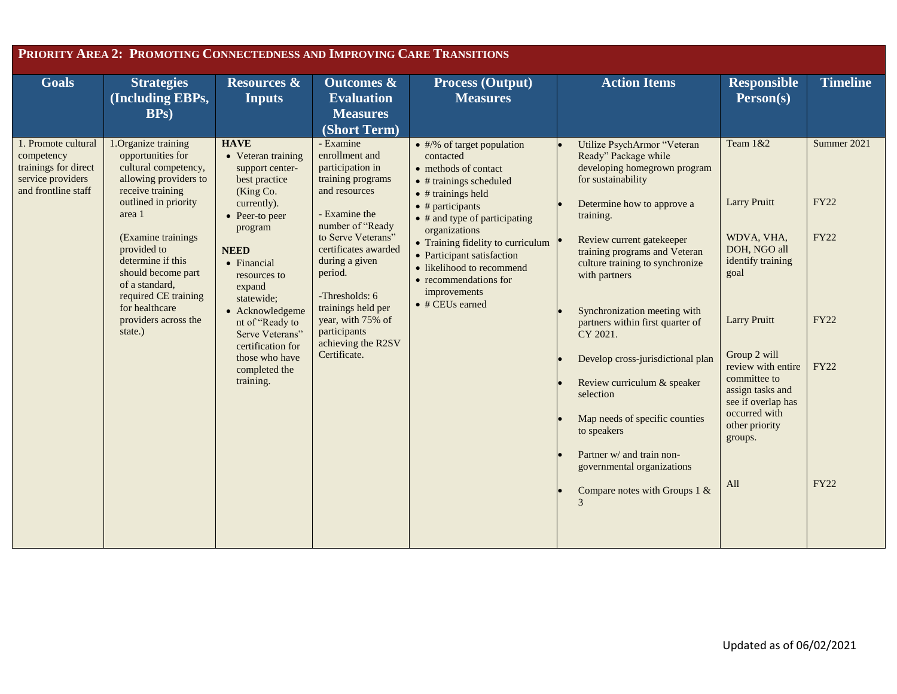## Priority Area 2: Promoting Connectedness and Improving Care Transitions

| Goals | Strategies (Including EBPs, BPs) | Resources & Inputs | Outcomes & Evaluation Measures (Short Term) | Process (Output) Measures | Action Items | Responsible Person(s) | Timeline |
|---|---|---|---|---|---|---|---|
| 1. Promote cultural competency trainings for direct service providers and frontline staff | 1.Organize training opportunities for cultural competency, allowing providers to receive training outlined in priority area 1<br><br>(Examine trainings provided to determine if this should become part of a standard, required CE training for healthcare providers across the state.) | **HAVE**<br>• Veteran training support center- best practice (King Co. currently).<br>• Peer-to peer program<br><br>**NEED**<br>• Financial resources to expand statewide;<br>• Acknowledgement of "Ready to Serve Veterans" certification for those who have completed the training. | - Examine enrollment and participation in training programs and resources<br><br>- Examine the number of "Ready to Serve Veterans" certificates awarded during a given period.<br><br>-Thresholds: 6 trainings held per year, with 75% of participants achieving the R2SV Certificate. | • #/% of target population contacted<br>• methods of contact<br>• # trainings scheduled<br>• # trainings held<br>• # participants<br>• # and type of participating organizations<br>• Training fidelity to curriculum<br>• Participant satisfaction<br>• likelihood to recommend<br>• recommendations for improvements<br>• # CEUs earned | • Utilize PsychArmor "Veteran Ready" Package while developing homegrown program for sustainability<br><br>• Determine how to approve a training.<br><br>• Review current gatekeeper training programs and Veteran culture training to synchronize with partners<br><br>• Synchronization meeting with partners within first quarter of CY 2021.<br><br>• Develop cross-jurisdictional plan<br><br>• Review curriculum & speaker selection<br><br>• Map needs of specific counties to speakers<br><br>• Partner w/ and train non-governmental organizations<br><br>• Compare notes with Groups 1 & 3 | Team 1&2<br><br>Larry Pruitt<br><br>WDVA, VHA, DOH, NGO all identify training goal<br><br>Larry Pruitt<br><br>Group 2 will review with entire committee to assign tasks and see if overlap has occurred with other priority groups.<br><br>All | Summer 2021<br><br>FY22<br><br>FY22<br><br>FY22<br><br>FY22<br><br>FY22 |

Updated as of 06/02/2021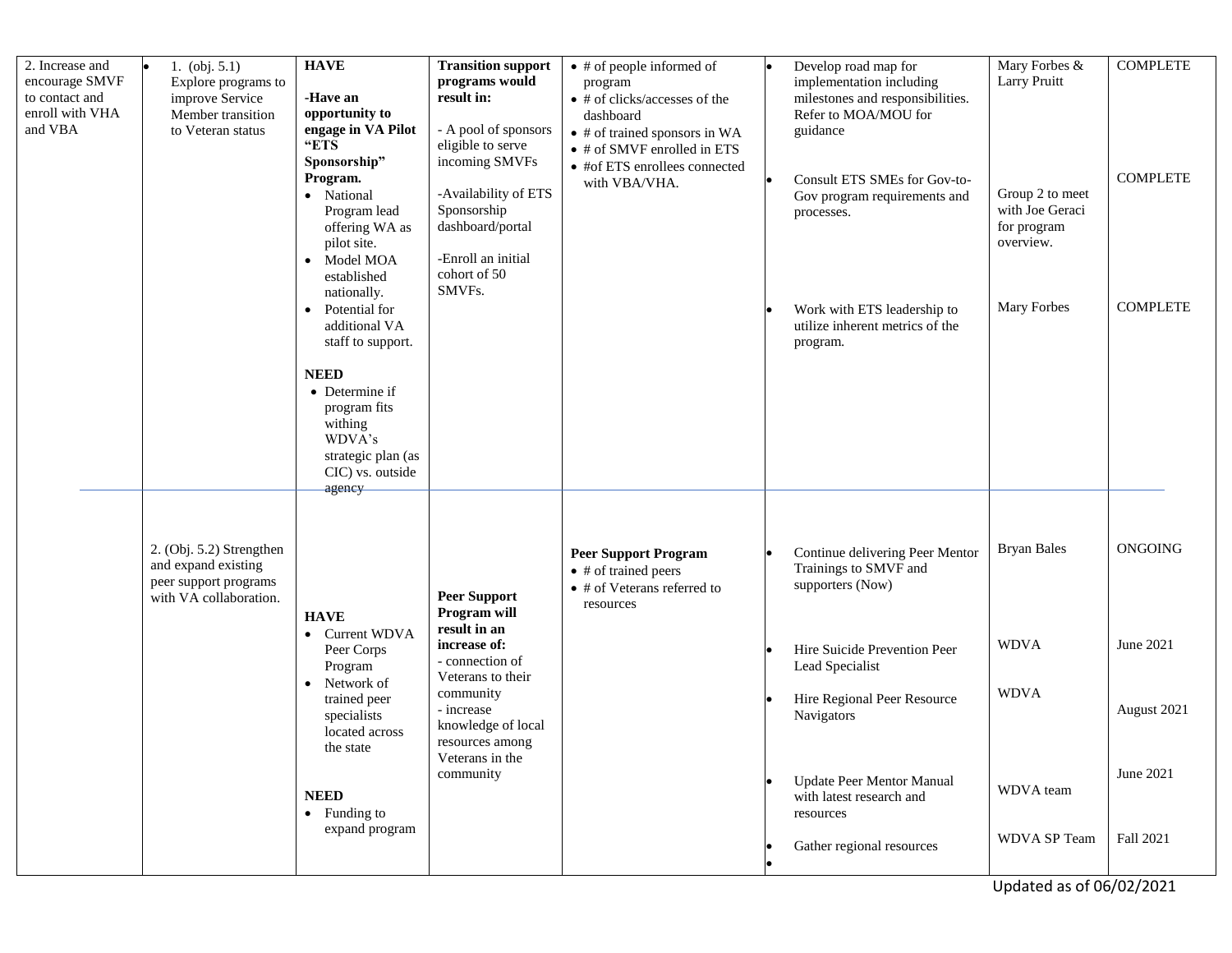| | | | | | | | |
|---|---|---|---|---|---|---|---|
| 2. Increase and encourage SMVF to contact and enroll with VHA and VBA | 1. (obj. 5.1) Explore programs to improve Service Member transition to Veteran status | **HAVE**<br>**-Have an opportunity to engage in VA Pilot "ETS Sponsorship" Program.**<br>• National Program lead offering WA as pilot site.<br>• Model MOA established nationally.<br>• Potential for additional VA staff to support.<br>**NEED**<br>• Determine if program fits withing WDVA's strategic plan (as CIC) vs. outside agency | **Transition support programs would result in:**<br>- A pool of sponsors eligible to serve incoming SMVFs<br>-Availability of ETS Sponsorship dashboard/portal<br>-Enroll an initial cohort of 50 SMVFs. | • # of people informed of program<br>• # of clicks/accesses of the dashboard<br>• # of trained sponsors in WA<br>• # of SMVF enrolled in ETS<br>• #of ETS enrollees connected with VBA/VHA. | • Develop road map for implementation including milestones and responsibilities. Refer to MOA/MOU for guidance | Mary Forbes & Larry Pruitt | COMPLETE |
| | | | | | • Consult ETS SMEs for Gov-to-Gov program requirements and processes. | Group 2 to meet with Joe Geraci for program overview. | COMPLETE |
| | | | | | • Work with ETS leadership to utilize inherent metrics of the program. | Mary Forbes | COMPLETE |
| | 2. (Obj. 5.2) Strengthen and expand existing peer support programs with VA collaboration. | **HAVE**<br>• Current WDVA Peer Corps Program<br>• Network of trained peer specialists located across the state<br>**NEED**<br>• Funding to expand program | **Peer Support Program will result in an increase of:**<br>- connection of Veterans to their community<br>- increase knowledge of local resources among Veterans in the community | **Peer Support Program**<br>• # of trained peers<br>• # of Veterans referred to resources | • Continue delivering Peer Mentor Trainings to SMVF and supporters (Now) | Bryan Bales | ONGOING |
| | | | | | • Hire Suicide Prevention Peer Lead Specialist | WDVA | June 2021 |
| | | | | | • Hire Regional Peer Resource Navigators | WDVA | August 2021 |
| | | | | | • Update Peer Mentor Manual with latest research and resources | WDVA team | June 2021 |
| | | | | | • Gather regional resources | WDVA SP Team | Fall 2021 |

Updated as of 06/02/2021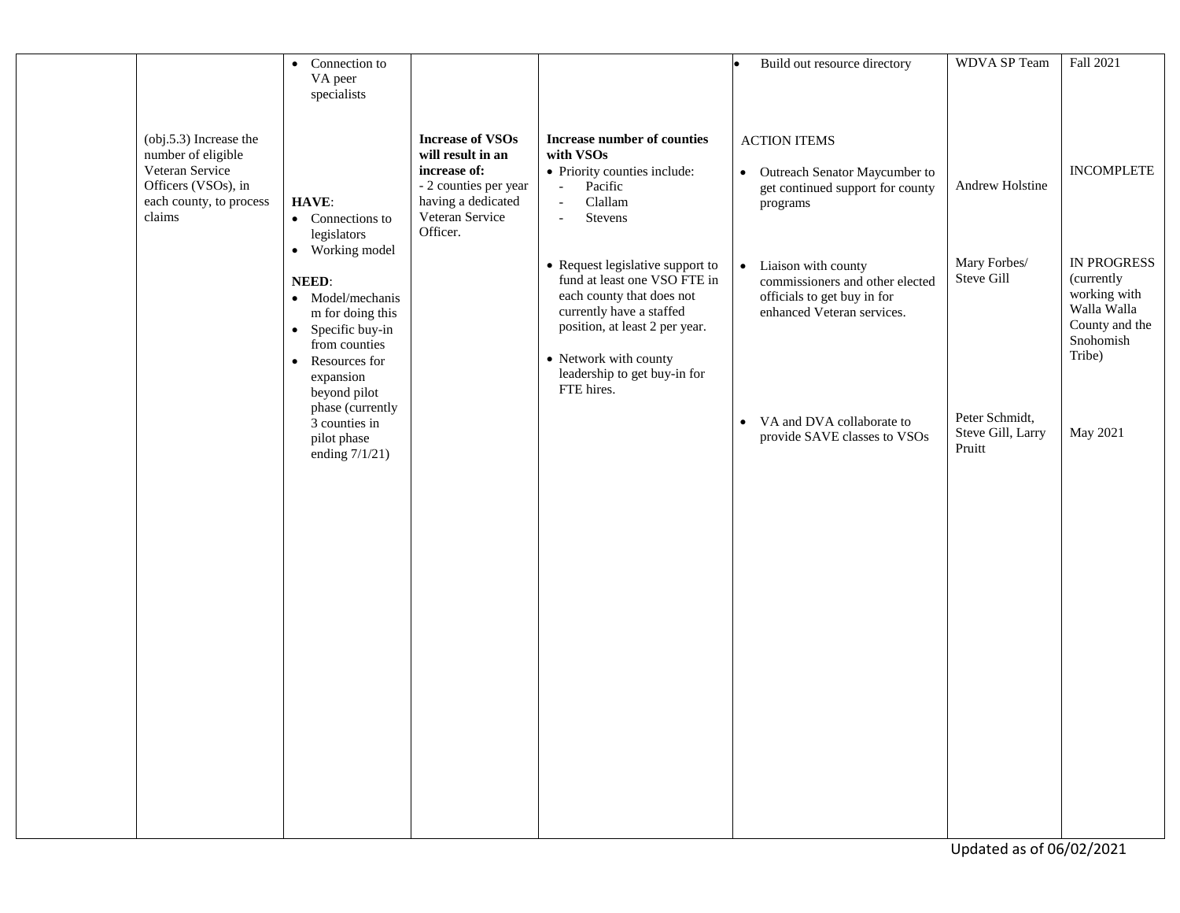| | | | | | | | |
|---|---|---|---|---|---|---|---|
| | | • Connection to VA peer specialists | | | • Build out resource directory | WDVA SP Team | Fall 2021 |
| | (obj.5.3) Increase the number of eligible Veteran Service Officers (VSOs), in each county, to process claims | **HAVE**:<br>• Connections to legislators<br>• Working model<br><br>**NEED**:<br>• Model/mechanism for doing this<br>• Specific buy-in from counties<br>• Resources for expansion beyond pilot phase (currently 3 counties in pilot phase ending 7/1/21) | **Increase of VSOs will result in an increase of:**<br>- 2 counties per year having a dedicated Veteran Service Officer. | **Increase number of counties with VSOs**<br>• Priority counties include:<br>- Pacific<br>- Clallam<br>- Stevens<br><br>• Request legislative support to fund at least one VSO FTE in each county that does not currently have a staffed position, at least 2 per year.<br><br>• Network with county leadership to get buy-in for FTE hires. | ACTION ITEMS<br><br>• Outreach Senator Maycumber to get continued support for county programs<br><br>• Liaison with county commissioners and other elected officials to get buy in for enhanced Veteran services.<br><br>• VA and DVA collaborate to provide SAVE classes to VSOs | Andrew Holstine<br><br>Mary Forbes/ Steve Gill<br><br>Peter Schmidt, Steve Gill, Larry Pruitt | INCOMPLETE<br><br>IN PROGRESS (currently working with Walla Walla County and the Snohomish Tribe)<br><br>May 2021 |

Updated as of 06/02/2021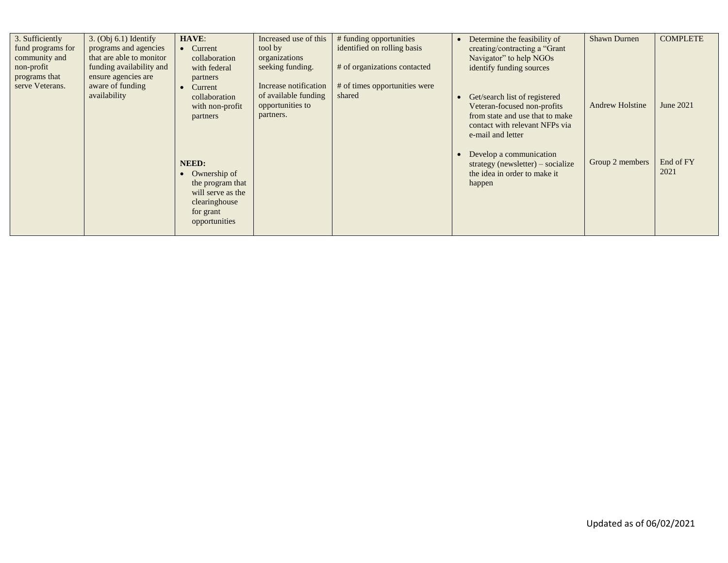| | | | | | | | |
|---|---|---|---|---|---|---|---|
| 3. Sufficiently fund programs for community and non-profit programs that serve Veterans. | 3. (Obj 6.1) Identify programs and agencies that are able to monitor funding availability and ensure agencies are aware of funding availability | **HAVE**:<br>• Current collaboration with federal partners<br>• Current collaboration with non-profit partners<br><br>**NEED:**<br>• Ownership of the program that will serve as the clearinghouse for grant opportunities | Increased use of this tool by organizations seeking funding.<br><br>Increase notification of available funding opportunities to partners. | # funding opportunities identified on rolling basis<br><br># of organizations contacted<br><br># of times opportunities were shared | • Determine the feasibility of creating/contracting a "Grant Navigator" to help NGOs identify funding sources<br><br>• Get/search list of registered Veteran-focused non-profits from state and use that to make contact with relevant NFPs via e-mail and letter<br><br>• Develop a communication strategy (newsletter) – socialize the idea in order to make it happen | Shawn Durnen<br><br>Andrew Holstine<br><br>Group 2 members | COMPLETE<br><br>June 2021<br><br>End of FY 2021 |

Updated as of 06/02/2021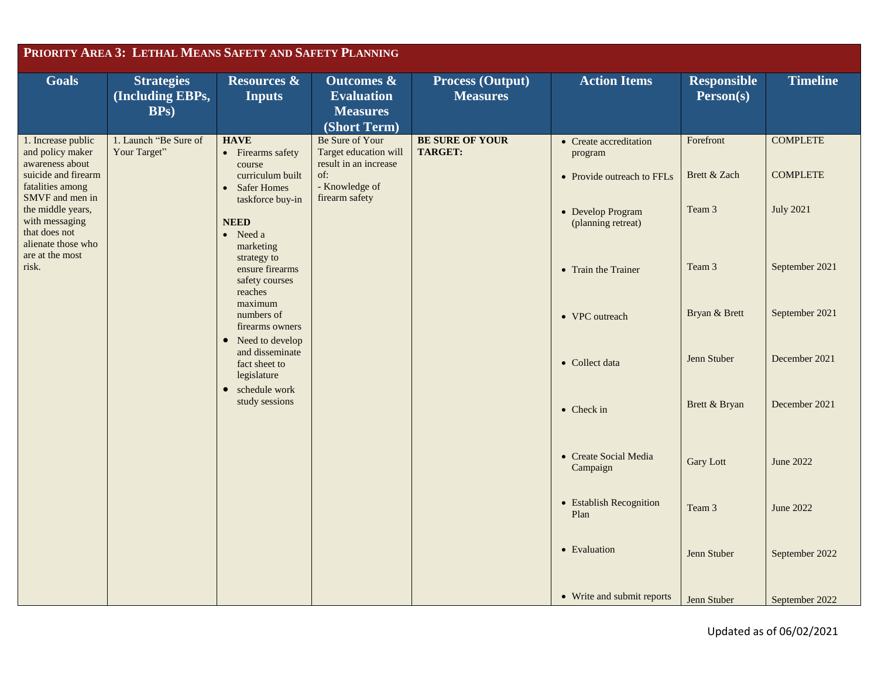## Priority Area 3: Lethal Means Safety and Safety Planning

| Goals | Strategies (Including EBPs, BPs) | Resources & Inputs | Outcomes & Evaluation Measures (Short Term) | Process (Output) Measures | Action Items | Responsible Person(s) | Timeline |
|---|---|---|---|---|---|---|---|
| 1. Increase public and policy maker awareness about suicide and firearm fatalities among SMVF and men in the middle years, with messaging that does not alienate those who are at the most risk. | 1. Launch "Be Sure of Your Target" | **HAVE**<br>• Firearms safety course curriculum built<br>• Safer Homes taskforce buy-in<br><br>**NEED**<br>• Need a marketing strategy to ensure firearms safety courses reaches maximum numbers of firearms owners<br>• Need to develop and disseminate fact sheet to legislature<br>• schedule work study sessions | Be Sure of Your Target education will result in an increase of:<br>- Knowledge of firearm safety | **BE SURE OF YOUR TARGET:** | • Create accreditation program | Forefront | COMPLETE |
| | | | | | • Provide outreach to FFLs | Brett & Zach | COMPLETE |
| | | | | | • Develop Program (planning retreat) | Team 3 | July 2021 |
| | | | | | • Train the Trainer | Team 3 | September 2021 |
| | | | | | • VPC outreach | Bryan & Brett | September 2021 |
| | | | | | • Collect data | Jenn Stuber | December 2021 |
| | | | | | • Check in | Brett & Bryan | December 2021 |
| | | | | | • Create Social Media Campaign | Gary Lott | June 2022 |
| | | | | | • Establish Recognition Plan | Team 3 | June 2022 |
| | | | | | • Evaluation | Jenn Stuber | September 2022 |
| | | | | | • Write and submit reports | Jenn Stuber | September 2022 |

Updated as of 06/02/2021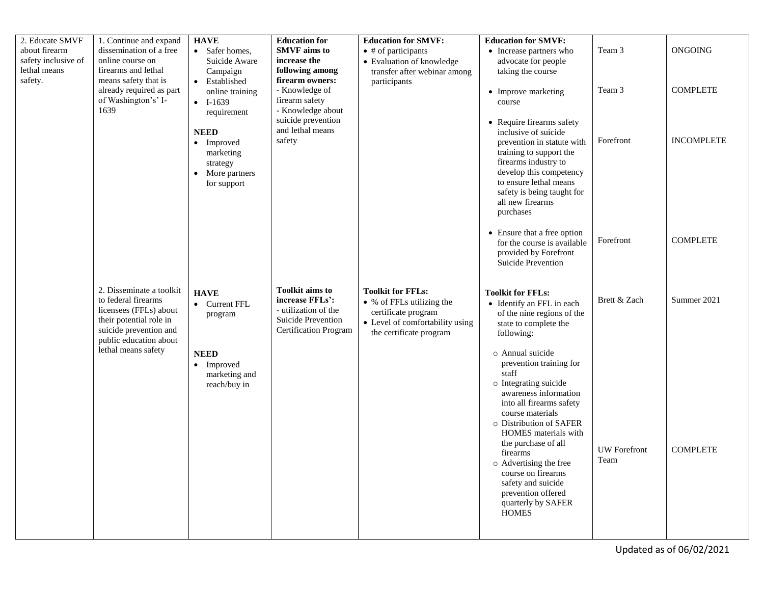| | | | | | | | |
|---|---|---|---|---|---|---|---|
| 2. Educate SMVF about firearm safety inclusive of lethal means safety. | 1. Continue and expand dissemination of a free online course on firearms and lethal means safety that is already required as part of Washington's' I-1639 | **HAVE**<br>• Safer homes, Suicide Aware Campaign<br>• Established online training<br>• I-1639 requirement<br><br>**NEED**<br>• Improved marketing strategy<br>• More partners for support | **Education for SMVF aims to increase the following among firearm owners:**<br>- Knowledge of firearm safety<br>- Knowledge about suicide prevention and lethal means safety | **Education for SMVF:**<br>• # of participants<br>• Evaluation of knowledge transfer after webinar among participants | **Education for SMVF:**<br>• Increase partners who advocate for people taking the course | Team 3 | ONGOING |
| | | | | | • Improve marketing course | Team 3 | COMPLETE |
| | | | | | • Require firearms safety inclusive of suicide prevention in statute with training to support the firearms industry to develop this competency to ensure lethal means safety is being taught for all new firearms purchases | Forefront | INCOMPLETE |
| | | | | | • Ensure that a free option for the course is available provided by Forefront Suicide Prevention | Forefront | COMPLETE |
| | 2. Disseminate a toolkit to federal firearms licensees (FFLs) about their potential role in suicide prevention and public education about lethal means safety | **HAVE**<br>• Current FFL program<br><br>**NEED**<br>• Improved marketing and reach/buy in | **Toolkit aims to increase FFLs':**<br>- utilization of the Suicide Prevention Certification Program | **Toolkit for FFLs:**<br>• % of FFLs utilizing the certificate program<br>• Level of comfortability using the certificate program | **Toolkit for FFLs:**<br>• Identify an FFL in each of the nine regions of the state to complete the following: | Brett & Zach | Summer 2021 |
| | | | | | ○ Annual suicide prevention training for staff<br>○ Integrating suicide awareness information into all firearms safety course materials<br>○ Distribution of SAFER HOMES materials with the purchase of all firearms<br>○ Advertising the free course on firearms safety and suicide prevention offered quarterly by SAFER HOMES | UW Forefront Team | COMPLETE |

Updated as of 06/02/2021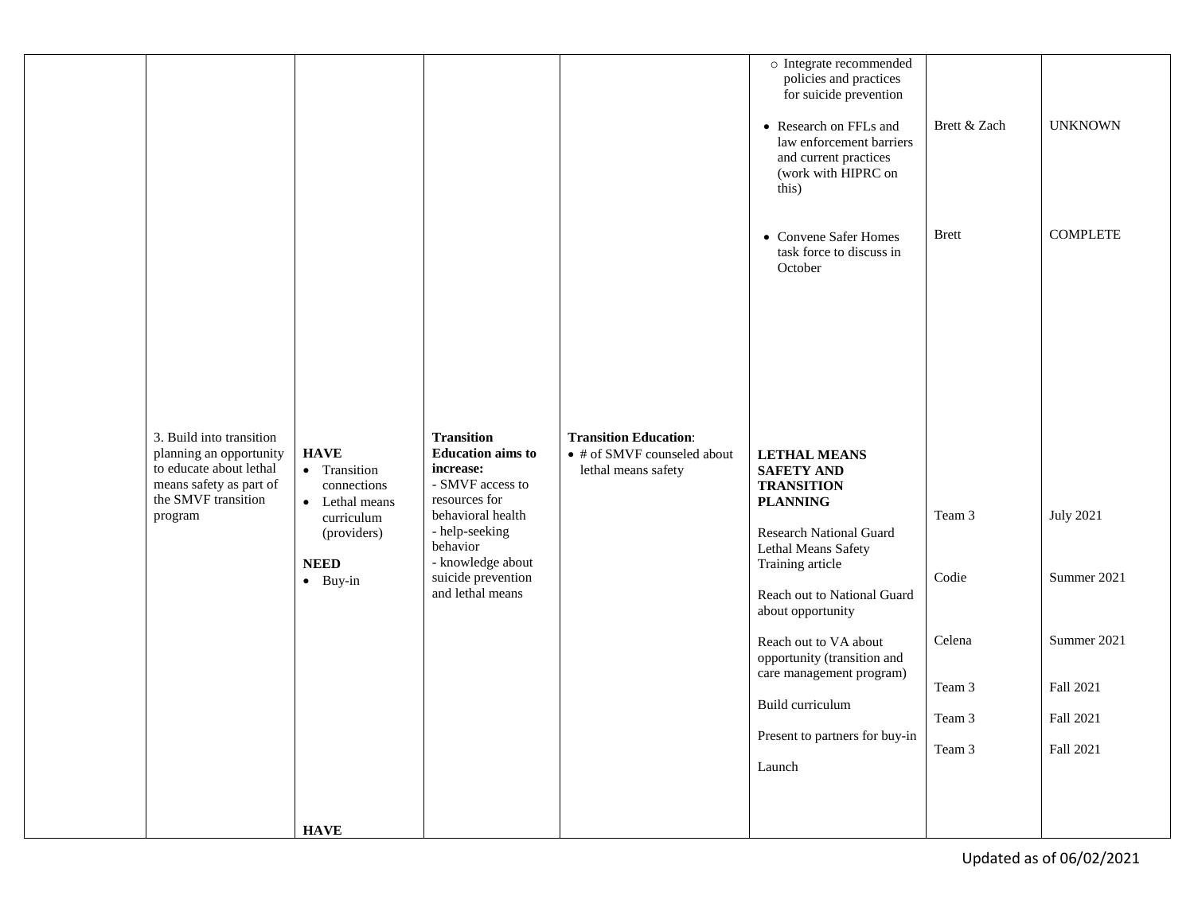| | | | | | | | |
|---|---|---|---|---|---|---|---|
| | | | | | ○ Integrate recommended policies and practices for suicide prevention<br><br>• Research on FFLs and law enforcement barriers and current practices (work with HIPRC on this)<br><br>• Convene Safer Homes task force to discuss in October | <br><br>Brett & Zach<br><br>Brett | <br><br>UNKNOWN<br><br>COMPLETE |
| | 3. Build into transition planning an opportunity to educate about lethal means safety as part of the SMVF transition program | **HAVE**<br>• Transition connections<br>• Lethal means curriculum (providers)<br><br>**NEED**<br>• Buy-in | **Transition Education aims to increase:**<br>- SMVF access to resources for behavioral health<br>- help-seeking behavior<br>- knowledge about suicide prevention and lethal means | **Transition Education**:<br>• # of SMVF counseled about lethal means safety | **LETHAL MEANS SAFETY AND TRANSITION PLANNING**<br><br>Research National Guard Lethal Means Safety Training article<br><br>Reach out to National Guard about opportunity<br><br>Reach out to VA about opportunity (transition and care management program)<br><br>Build curriculum<br><br>Present to partners for buy-in<br><br>Launch | <br><br>Team 3<br><br>Codie<br><br>Celena<br><br>Team 3<br><br>Team 3<br><br>Team 3 | <br><br>July 2021<br><br>Summer 2021<br><br>Summer 2021<br><br>Fall 2021<br><br>Fall 2021<br><br>Fall 2021 |
| | | **HAVE** | | | | | |

Updated as of 06/02/2021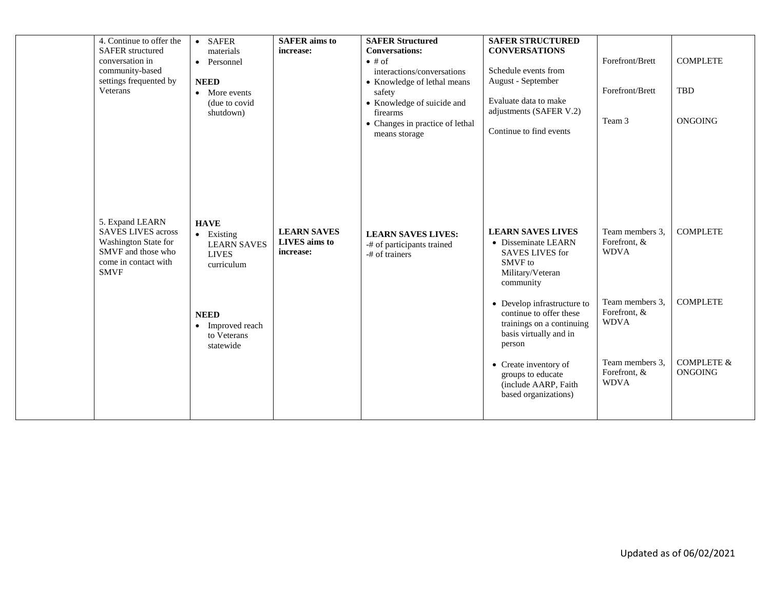| | | | | | | | |
|---|---|---|---|---|---|---|---|
| | 4. Continue to offer the SAFER structured conversation in community-based settings frequented by Veterans | • SAFER materials<br>• Personnel<br><br>**NEED**<br>• More events (due to covid shutdown) | **SAFER aims to increase:** | **SAFER Structured Conversations:**<br>• # of interactions/conversations<br>• Knowledge of lethal means safety<br>• Knowledge of suicide and firearms<br>• Changes in practice of lethal means storage | **SAFER STRUCTURED CONVERSATIONS**<br><br>Schedule events from August - September<br><br>Evaluate data to make adjustments (SAFER V.2)<br><br>Continue to find events | Forefront/Brett<br><br>Forefront/Brett<br><br>Team 3 | COMPLETE<br><br>TBD<br><br>ONGOING |
| | 5. Expand LEARN SAVES LIVES across Washington State for SMVF and those who come in contact with SMVF | **HAVE**<br>• Existing LEARN SAVES LIVES curriculum<br><br>**NEED**<br>• Improved reach to Veterans statewide | **LEARN SAVES LIVES aims to increase:** | **LEARN SAVES LIVES:**<br>-# of participants trained<br>-# of trainers | **LEARN SAVES LIVES**<br>• Disseminate LEARN SAVES LIVES for SMVF to Military/Veteran community<br><br>• Develop infrastructure to continue to offer these trainings on a continuing basis virtually and in person<br><br>• Create inventory of groups to educate (include AARP, Faith based organizations) | Team members 3, Forefront, & WDVA<br><br>Team members 3, Forefront, & WDVA<br><br>Team members 3, Forefront, & WDVA | COMPLETE<br><br>COMPLETE<br><br>COMPLETE & ONGOING |

Updated as of 06/02/2021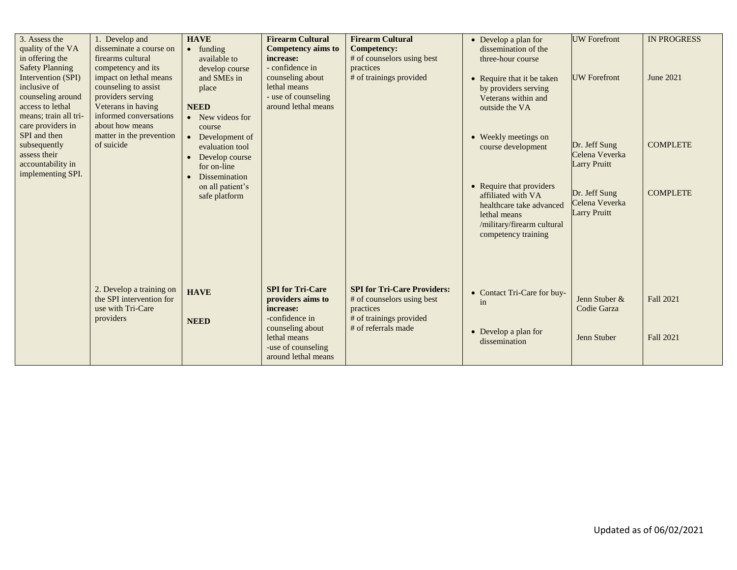| | | | | | | | |
|---|---|---|---|---|---|---|---|
| 3. Assess the quality of the VA in offering the Safety Planning Intervention (SPI) inclusive of counseling around access to lethal means; train all tri-care providers in SPI and then subsequently assess their accountability in implementing SPI. | 1. Develop and disseminate a course on firearms cultural competency and its impact on lethal means counseling to assist providers serving Veterans in having informed conversations about how means matter in the prevention of suicide | **HAVE**<br>• funding available to develop course and SMEs in place<br><br>**NEED**<br>• New videos for course<br>• Development of evaluation tool<br>• Develop course for on-line<br>• Dissemination on all patient's safe platform | **Firearm Cultural Competency aims to increase:**<br>- confidence in counseling about lethal means<br>- use of counseling around lethal means | **Firearm Cultural Competency:**<br># of counselors using best practices<br># of trainings provided | • Develop a plan for dissemination of the three-hour course | UW Forefront | IN PROGRESS |
| | | | | | • Require that it be taken by providers serving Veterans within and outside the VA | UW Forefront | June 2021 |
| | | | | | • Weekly meetings on course development | Dr. Jeff Sung<br>Celena Veverka<br>Larry Pruitt | COMPLETE |
| | | | | | • Require that providers affiliated with VA healthcare take advanced lethal means /military/firearm cultural competency training | Dr. Jeff Sung<br>Celena Veverka<br>Larry Pruitt | COMPLETE |
| | 2. Develop a training on the SPI intervention for use with Tri-Care providers | **HAVE**<br><br>**NEED** | **SPI for Tri-Care providers aims to increase:**<br>-confidence in counseling about lethal means<br>-use of counseling around lethal means | **SPI for Tri-Care Providers:**<br># of counselors using best practices<br># of trainings provided<br># of referrals made | • Contact Tri-Care for buy-in | Jenn Stuber & Codie Garza | Fall 2021 |
| | | | | | • Develop a plan for dissemination | Jenn Stuber | Fall 2021 |

Updated as of 06/02/2021